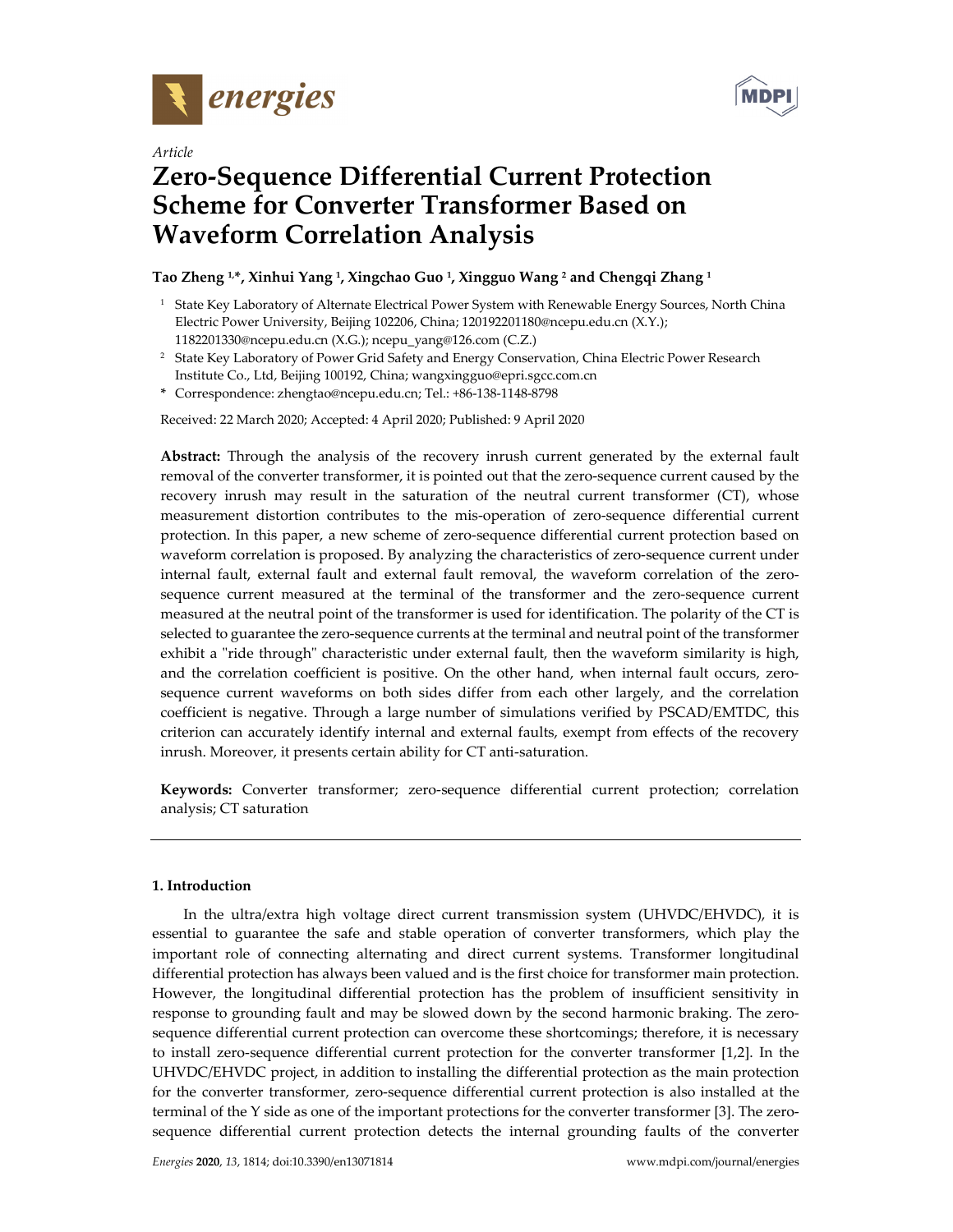Article

# Zero-Sequence Differential Current Protection Scheme for Converter Transformer Based on Waveform Correlation Analysis

**Tao Zheng [1,*], Xinhui Yang [1], Xingchao Guo [1], Xingguo Wang [2] and Chengqi Zhang [1]**

[1] State Key Laboratory of Alternate Electrical Power System with Renewable Energy Sources, North China Electric Power University, Beijing 102206, China; 120192201180@ncepu.edu.cn (X.Y.); 1182201330@ncepu.edu.cn (X.G.); ncepu_yang@126.com (C.Z.)

[2] State Key Laboratory of Power Grid Safety and Energy Conservation, China Electric Power Research Institute Co., Ltd, Beijing 100192, China; wangxingguo@epri.sgcc.com.cn

* Correspondence: zhengtao@ncepu.edu.cn; Tel.: +86-138-1148-8798

Received: 22 March 2020; Accepted: 4 April 2020; Published: 9 April 2020

**Abstract:** Through the analysis of the recovery inrush current generated by the external fault removal of the converter transformer, it is pointed out that the zero-sequence current caused by the recovery inrush may result in the saturation of the neutral current transformer (CT), whose measurement distortion contributes to the mis-operation of zero-sequence differential current protection. In this paper, a new scheme of zero-sequence differential current protection based on waveform correlation is proposed. By analyzing the characteristics of zero-sequence current under internal fault, external fault and external fault removal, the waveform correlation of the zero-sequence current measured at the terminal of the transformer and the zero-sequence current measured at the neutral point of the transformer is used for identification. The polarity of the CT is selected to guarantee the zero-sequence currents at the terminal and neutral point of the transformer exhibit a "ride through" characteristic under external fault, then the waveform similarity is high, and the correlation coefficient is positive. On the other hand, when internal fault occurs, zero-sequence current waveforms on both sides differ from each other largely, and the correlation coefficient is negative. Through a large number of simulations verified by PSCAD/EMTDC, this criterion can accurately identify internal and external faults, exempt from effects of the recovery inrush. Moreover, it presents certain ability for CT anti-saturation.

**Keywords:** Converter transformer; zero-sequence differential current protection; correlation analysis; CT saturation

## 1. Introduction

In the ultra/extra high voltage direct current transmission system (UHVDC/EHVDC), it is essential to guarantee the safe and stable operation of converter transformers, which play the important role of connecting alternating and direct current systems. Transformer longitudinal differential protection has always been valued and is the first choice for transformer main protection. However, the longitudinal differential protection has the problem of insufficient sensitivity in response to grounding fault and may be slowed down by the second harmonic braking. The zero-sequence differential current protection can overcome these shortcomings; therefore, it is necessary to install zero-sequence differential current protection for the converter transformer [1,2]. In the UHVDC/EHVDC project, in addition to installing the differential protection as the main protection for the converter transformer, zero-sequence differential current protection is also installed at the terminal of the Y side as one of the important protections for the converter transformer [3]. The zero-sequence differential current protection detects the internal grounding faults of the converter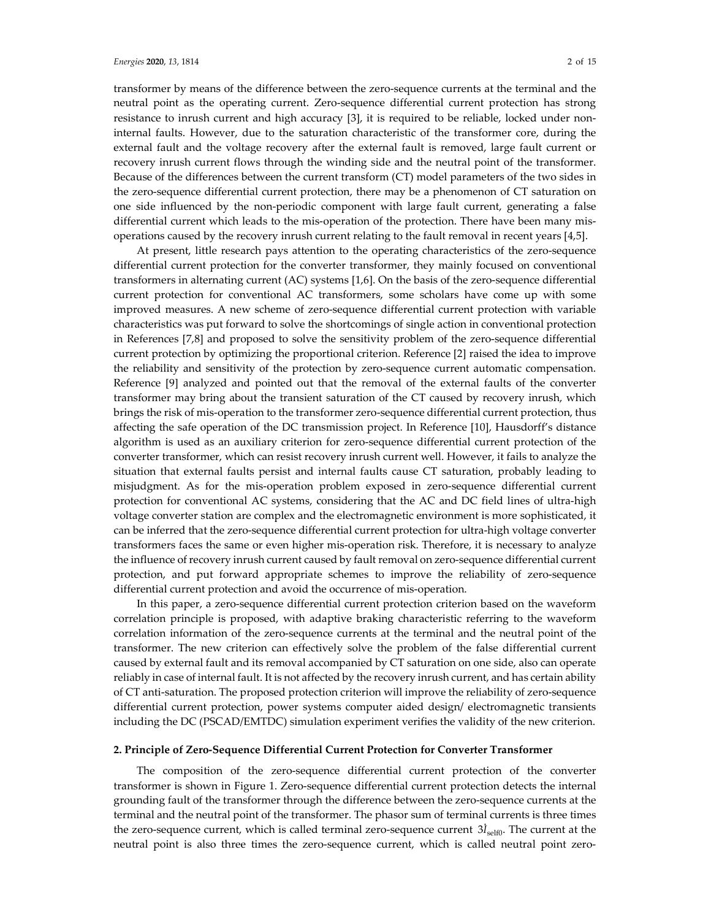transformer by means of the difference between the zero-sequence currents at the terminal and the neutral point as the operating current. Zero-sequence differential current protection has strong resistance to inrush current and high accuracy [3], it is required to be reliable, locked under non-internal faults. However, due to the saturation characteristic of the transformer core, during the external fault and the voltage recovery after the external fault is removed, large fault current or recovery inrush current flows through the winding side and the neutral point of the transformer. Because of the differences between the current transform (CT) model parameters of the two sides in the zero-sequence differential current protection, there may be a phenomenon of CT saturation on one side influenced by the non-periodic component with large fault current, generating a false differential current which leads to the mis-operation of the protection. There have been many mis-operations caused by the recovery inrush current relating to the fault removal in recent years [4,5].

At present, little research pays attention to the operating characteristics of the zero-sequence differential current protection for the converter transformer, they mainly focused on conventional transformers in alternating current (AC) systems [1,6]. On the basis of the zero-sequence differential current protection for conventional AC transformers, some scholars have come up with some improved measures. A new scheme of zero-sequence differential current protection with variable characteristics was put forward to solve the shortcomings of single action in conventional protection in References [7,8] and proposed to solve the sensitivity problem of the zero-sequence differential current protection by optimizing the proportional criterion. Reference [2] raised the idea to improve the reliability and sensitivity of the protection by zero-sequence current automatic compensation. Reference [9] analyzed and pointed out that the removal of the external faults of the converter transformer may bring about the transient saturation of the CT caused by recovery inrush, which brings the risk of mis-operation to the transformer zero-sequence differential current protection, thus affecting the safe operation of the DC transmission project. In Reference [10], Hausdorff's distance algorithm is used as an auxiliary criterion for zero-sequence differential current protection of the converter transformer, which can resist recovery inrush current well. However, it fails to analyze the situation that external faults persist and internal faults cause CT saturation, probably leading to misjudgment. As for the mis-operation problem exposed in zero-sequence differential current protection for conventional AC systems, considering that the AC and DC field lines of ultra-high voltage converter station are complex and the electromagnetic environment is more sophisticated, it can be inferred that the zero-sequence differential current protection for ultra-high voltage converter transformers faces the same or even higher mis-operation risk. Therefore, it is necessary to analyze the influence of recovery inrush current caused by fault removal on zero-sequence differential current protection, and put forward appropriate schemes to improve the reliability of zero-sequence differential current protection and avoid the occurrence of mis-operation.

In this paper, a zero-sequence differential current protection criterion based on the waveform correlation principle is proposed, with adaptive braking characteristic referring to the waveform correlation information of the zero-sequence currents at the terminal and the neutral point of the transformer. The new criterion can effectively solve the problem of the false differential current caused by external fault and its removal accompanied by CT saturation on one side, also can operate reliably in case of internal fault. It is not affected by the recovery inrush current, and has certain ability of CT anti-saturation. The proposed protection criterion will improve the reliability of zero-sequence differential current protection, power systems computer aided design/ electromagnetic transients including the DC (PSCAD/EMTDC) simulation experiment verifies the validity of the new criterion.

## 2. Principle of Zero-Sequence Differential Current Protection for Converter Transformer

The composition of the zero-sequence differential current protection of the converter transformer is shown in Figure 1. Zero-sequence differential current protection detects the internal grounding fault of the transformer through the difference between the zero-sequence currents at the terminal and the neutral point of the transformer. The phasor sum of terminal currents is three times the zero-sequence current, which is called terminal zero-sequence current $3\dot{I}_{\mathrm{self0}}$. The current at the neutral point is also three times the zero-sequence current, which is called neutral point zero-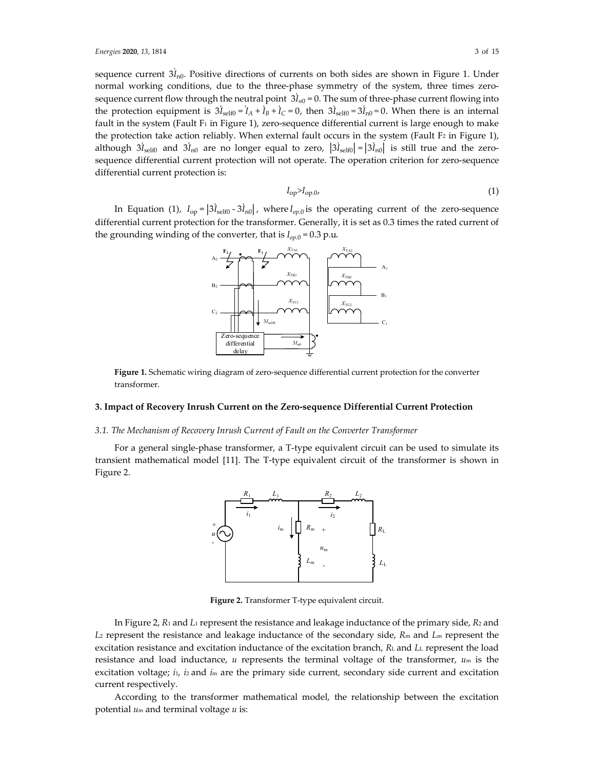sequence current $3\dot{I}_{n0}$. Positive directions of currents on both sides are shown in Figure 1. Under normal working conditions, due to the three-phase symmetry of the system, three times zero-sequence current flow through the neutral point $3\dot{I}_{n0} = 0$. The sum of three-phase current flowing into the protection equipment is $3\dot{I}_{self0} = \dot{I}_A + \dot{I}_B + \dot{I}_C = 0$, then $3\dot{I}_{self0} = 3\dot{I}_{n0} = 0$. When there is an internal fault in the system (Fault $F_1$ in Figure 1), zero-sequence differential current is large enough to make the protection take action reliably. When external fault occurs in the system (Fault $F_2$ in Figure 1), although $3\dot{I}_{self0}$ and $3\dot{I}_{n0}$ are no longer equal to zero, $|3\dot{I}_{self0}| = |3\dot{I}_{n0}|$ is still true and the zero-sequence differential current protection will not operate. The operation criterion for zero-sequence differential current protection is:

$$I_{op} > I_{op.0}, \tag{1}$$

In Equation (1), $I_{op} = |3\dot{I}_{self0} - 3\dot{I}_{n0}|$, where $I_{op.0}$ is the operating current of the zero-sequence differential current protection for the transformer. Generally, it is set as 0.3 times the rated current of the grounding winding of the converter, that is $I_{op.0} = 0.3$ p.u.

**Figure 1.** Schematic wiring diagram of zero-sequence differential current protection for the converter transformer.

## 3. Impact of Recovery Inrush Current on the Zero-sequence Differential Current Protection

### 3.1. The Mechanism of Recovery Inrush Current of Fault on the Converter Transformer

For a general single-phase transformer, a T-type equivalent circuit can be used to simulate its transient mathematical model [11]. The T-type equivalent circuit of the transformer is shown in Figure 2.

**Figure 2.** Transformer T-type equivalent circuit.

In Figure 2, $R_1$ and $L_1$ represent the resistance and leakage inductance of the primary side, $R_2$ and $L_2$ represent the resistance and leakage inductance of the secondary side, $R_m$ and $L_m$ represent the excitation resistance and excitation inductance of the excitation branch, $R_L$ and $L_L$ represent the load resistance and load inductance, $u$ represents the terminal voltage of the transformer, $u_m$ is the excitation voltage; $i_1$, $i_2$ and $i_m$ are the primary side current, secondary side current and excitation current respectively.

According to the transformer mathematical model, the relationship between the excitation potential $u_m$ and terminal voltage $u$ is: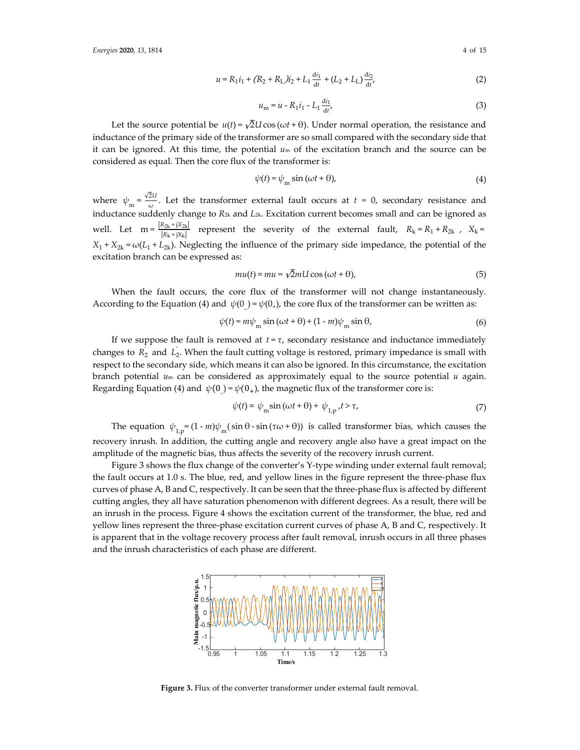$$u = R_1 i_1 + (R_2 + R_L) i_2 + L_1 \frac{di_1}{dt} + (L_2 + L_L) \frac{di_2}{dt}, \tag{2}$$

$$u_m = u - R_1 i_1 - L_1 \frac{di_1}{dt}, \tag{3}$$

Let the source potential be $u(t) = \sqrt{2}U\cos(\omega t + \theta)$. Under normal operation, the resistance and inductance of the primary side of the transformer are so small compared with the secondary side that it can be ignored. At this time, the potential $u_m$ of the excitation branch and the source can be considered as equal. Then the core flux of the transformer is:

$$\psi(t) = \psi_m \sin(\omega t + \theta), \tag{4}$$

where $\psi_m = \frac{\sqrt{2}U}{\omega}$. Let the transformer external fault occurs at $t = 0$, secondary resistance and inductance suddenly change to $R_{2k}$ and $L_{2k}$. Excitation current becomes small and can be ignored as well. Let $m = \frac{|R_{2k} + jX_{2k}|}{|R_k + jX_k|}$ represent the severity of the external fault, $R_k = R_1 + R_{2k}$, $X_k = X_1 + X_{2k} = \omega(L_1 + L_{2k})$. Neglecting the influence of the primary side impedance, the potential of the excitation branch can be expressed as:

$$mu(t) \approx mu = \sqrt{2}mU\cos(\omega t + \theta), \tag{5}$$

When the fault occurs, the core flux of the transformer will not change instantaneously. According to the Equation (4) and $\psi(0_-) = \psi(0_+)$, the core flux of the transformer can be written as:

$$\psi(t) = m\psi_m \sin(\omega t + \theta) + (1 - m)\psi_m \sin\theta, \tag{6}$$

If we suppose the fault is removed at $t = \tau$, secondary resistance and inductance immediately changes to $R_2^{'}$ and $L_2^{'}$. When the fault cutting voltage is restored, primary impedance is small with respect to the secondary side, which means it can also be ignored. In this circumstance, the excitation branch potential $u_m$ can be considered as approximately equal to the source potential $u$ again. Regarding Equation (4) and $\psi(0_-) = \psi(0_+)$, the magnetic flux of the transformer core is:

$$\psi(t) \approx \psi_m \sin(\omega t + \theta) + \psi_{1,p}, t > \tau, \tag{7}$$

The equation $\psi_{1,p} = (1 - m)\psi_m(\sin\theta - \sin(\tau\omega + \theta))$ is called transformer bias, which causes the recovery inrush. In addition, the cutting angle and recovery angle also have a great impact on the amplitude of the magnetic bias, thus affects the severity of the recovery inrush current.

Figure 3 shows the flux change of the converter's Y-type winding under external fault removal; the fault occurs at 1.0 s. The blue, red, and yellow lines in the figure represent the three-phase flux curves of phase A, B and C, respectively. It can be seen that the three-phase flux is affected by different cutting angles, they all have saturation phenomenon with different degrees. As a result, there will be an inrush in the process. Figure 4 shows the excitation current of the transformer, the blue, red and yellow lines represent the three-phase excitation current curves of phase A, B and C, respectively. It is apparent that in the voltage recovery process after fault removal, inrush occurs in all three phases and the inrush characteristics of each phase are different.

**Figure 3.** Flux of the converter transformer under external fault removal.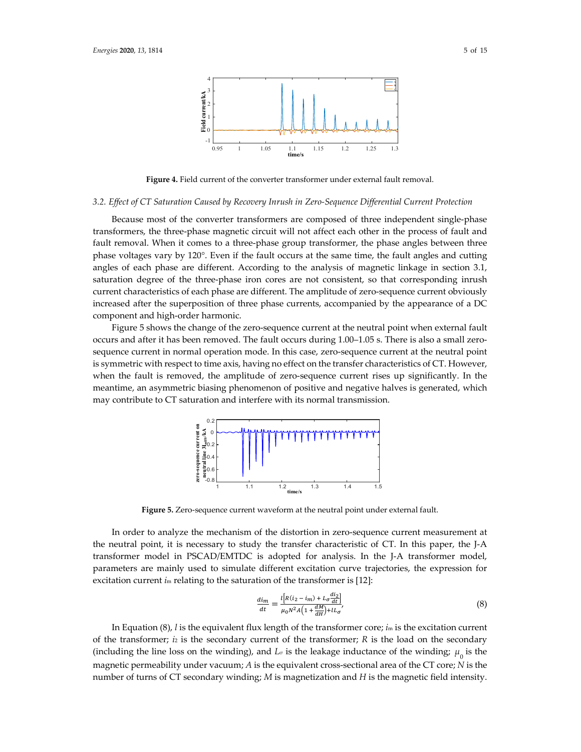**Figure 4.** Field current of the converter transformer under external fault removal.

### 3.2. *Effect of CT Saturation Caused by Recovery Inrush in Zero-Sequence Differential Current Protection*

Because most of the converter transformers are composed of three independent single-phase transformers, the three-phase magnetic circuit will not affect each other in the process of fault and fault removal. When it comes to a three-phase group transformer, the phase angles between three phase voltages vary by 120°. Even if the fault occurs at the same time, the fault angles and cutting angles of each phase are different. According to the analysis of magnetic linkage in section 3.1, saturation degree of the three-phase iron cores are not consistent, so that corresponding inrush current characteristics of each phase are different. The amplitude of zero-sequence current obviously increased after the superposition of three phase currents, accompanied by the appearance of a DC component and high-order harmonic.

Figure 5 shows the change of the zero-sequence current at the neutral point when external fault occurs and after it has been removed. The fault occurs during 1.00–1.05 s. There is also a small zero-sequence current in normal operation mode. In this case, zero-sequence current at the neutral point is symmetric with respect to time axis, having no effect on the transfer characteristics of CT. However, when the fault is removed, the amplitude of zero-sequence current rises up significantly. In the meantime, an asymmetric biasing phenomenon of positive and negative halves is generated, which may contribute to CT saturation and interfere with its normal transmission.

**Figure 5.** Zero-sequence current waveform at the neutral point under external fault.

In order to analyze the mechanism of the distortion in zero-sequence current measurement at the neutral point, it is necessary to study the transfer characteristic of CT. In this paper, the J-A transformer model in PSCAD/EMTDC is adopted for analysis. In the J-A transformer model, parameters are mainly used to simulate different excitation curve trajectories, the expression for excitation current $i_m$ relating to the saturation of the transformer is [12]:

$$\frac{di_m}{dt} = \frac{l\left[R(i_2 - i_m) + L_\sigma \frac{di_2}{dt}\right]}{\mu_0 N^2 A\left(1 + \frac{dM}{dH}\right) + lL_\sigma}, \tag{8}$$

In Equation (8), $l$ is the equivalent flux length of the transformer core; $i_m$ is the excitation current of the transformer; $i_2$ is the secondary current of the transformer; $R$ is the load on the secondary (including the line loss on the winding), and $L_\sigma$ is the leakage inductance of the winding; $\mu_0$ is the magnetic permeability under vacuum; $A$ is the equivalent cross-sectional area of the CT core; $N$ is the number of turns of CT secondary winding; $M$ is magnetization and $H$ is the magnetic field intensity.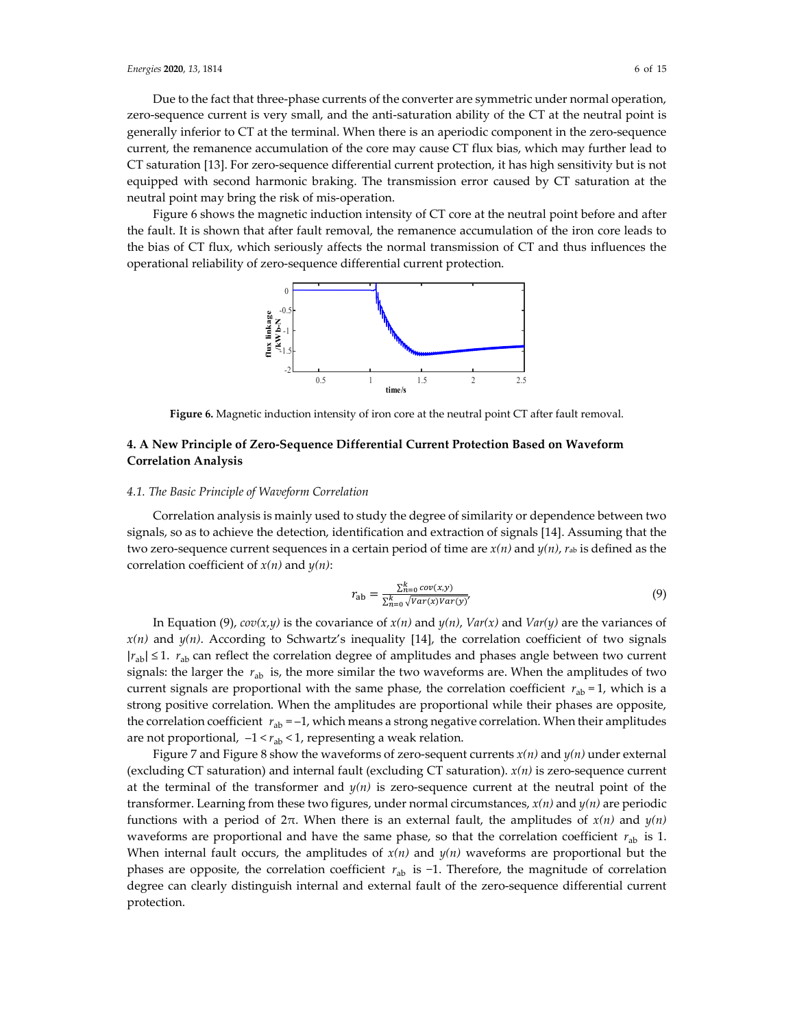Due to the fact that three-phase currents of the converter are symmetric under normal operation, zero-sequence current is very small, and the anti-saturation ability of the CT at the neutral point is generally inferior to CT at the terminal. When there is an aperiodic component in the zero-sequence current, the remanence accumulation of the core may cause CT flux bias, which may further lead to CT saturation [13]. For zero-sequence differential current protection, it has high sensitivity but is not equipped with second harmonic braking. The transmission error caused by CT saturation at the neutral point may bring the risk of mis-operation.

Figure 6 shows the magnetic induction intensity of CT core at the neutral point before and after the fault. It is shown that after fault removal, the remanence accumulation of the iron core leads to the bias of CT flux, which seriously affects the normal transmission of CT and thus influences the operational reliability of zero-sequence differential current protection.

**Figure 6.** Magnetic induction intensity of iron core at the neutral point CT after fault removal.

## 4. A New Principle of Zero-Sequence Differential Current Protection Based on Waveform Correlation Analysis

### *4.1. The Basic Principle of Waveform Correlation*

Correlation analysis is mainly used to study the degree of similarity or dependence between two signals, so as to achieve the detection, identification and extraction of signals [14]. Assuming that the two zero-sequence current sequences in a certain period of time are *x(n)* and *y(n)*, $r_{ab}$ is defined as the correlation coefficient of *x(n)* and *y(n)*:

$$r_{ab} = \frac{\sum_{n=0}^{k} cov(x,y)}{\sum_{n=0}^{k} \sqrt{Var(x)Var(y)}}, \tag{9}$$

In Equation (9), *cov(x,y)* is the covariance of *x(n)* and *y(n)*, *Var(x)* and *Var(y)* are the variances of *x(n)* and *y(n)*. According to Schwartz's inequality [14], the correlation coefficient of two signals $|r_{ab}| \leq 1$. $r_{ab}$ can reflect the correlation degree of amplitudes and phases angle between two current signals: the larger the $r_{ab}$ is, the more similar the two waveforms are. When the amplitudes of two current signals are proportional with the same phase, the correlation coefficient $r_{ab} = 1$, which is a strong positive correlation. When the amplitudes are proportional while their phases are opposite, the correlation coefficient $r_{ab} = -1$, which means a strong negative correlation. When their amplitudes are not proportional, $-1 < r_{ab} < 1$, representing a weak relation.

Figure 7 and Figure 8 show the waveforms of zero-sequent currents *x(n)* and *y(n)* under external (excluding CT saturation) and internal fault (excluding CT saturation). *x(n)* is zero-sequence current at the terminal of the transformer and *y(n)* is zero-sequence current at the neutral point of the transformer. Learning from these two figures, under normal circumstances, *x(n)* and *y(n)* are periodic functions with a period of 2π. When there is an external fault, the amplitudes of *x(n)* and *y(n)* waveforms are proportional and have the same phase, so that the correlation coefficient $r_{ab}$ is 1. When internal fault occurs, the amplitudes of *x(n)* and *y(n)* waveforms are proportional but the phases are opposite, the correlation coefficient $r_{ab}$ is −1. Therefore, the magnitude of correlation degree can clearly distinguish internal and external fault of the zero-sequence differential current protection.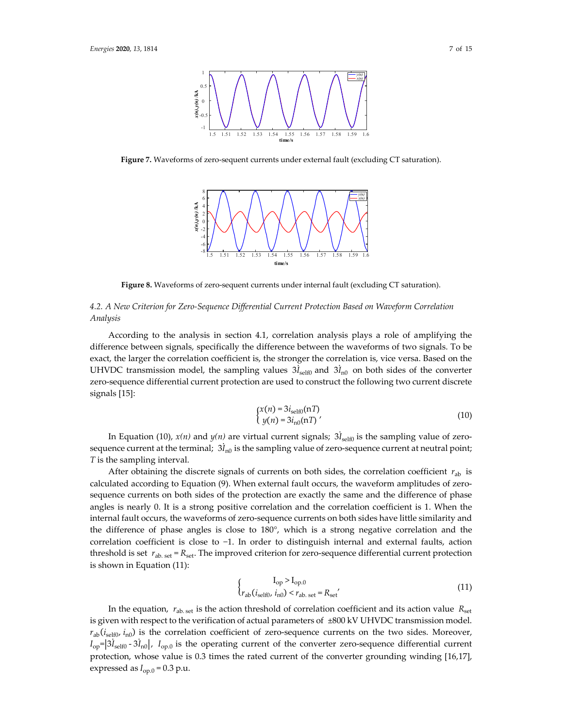**Figure 7.** Waveforms of zero-sequent currents under external fault (excluding CT saturation).

**Figure 8.** Waveforms of zero-sequent currents under internal fault (excluding CT saturation).

### 4.2. A New Criterion for Zero-Sequence Differential Current Protection Based on Waveform Correlation Analysis

According to the analysis in section 4.1, correlation analysis plays a role of amplifying the difference between signals, specifically the difference between the waveforms of two signals. To be exact, the larger the correlation coefficient is, the stronger the correlation is, vice versa. Based on the UHVDC transmission model, the sampling values $3\dot{I}_{\mathrm{self0}}$ and $3\dot{I}_{\mathrm{n0}}$ on both sides of the converter zero-sequence differential current protection are used to construct the following two current discrete signals [15]:

$$
\begin{cases} x(n) = 3i_{\mathrm{self0}}(\mathrm{n}T) \\ y(n) = 3i_{\mathrm{n0}}(\mathrm{n}T) \end{cases}, \tag{10}
$$

In Equation (10), $x(n)$ and $y(n)$ are virtual current signals; $3\dot{I}_{\mathrm{self0}}$ is the sampling value of zero-sequence current at the terminal; $3\dot{I}_{\mathrm{n0}}$ is the sampling value of zero-sequence current at neutral point; $T$ is the sampling interval.

After obtaining the discrete signals of currents on both sides, the correlation coefficient $r_{\mathrm{ab}}$ is calculated according to Equation (9). When external fault occurs, the waveform amplitudes of zero-sequence currents on both sides of the protection are exactly the same and the difference of phase angles is nearly 0. It is a strong positive correlation and the correlation coefficient is 1. When the internal fault occurs, the waveforms of zero-sequence currents on both sides have little similarity and the difference of phase angles is close to 180°, which is a strong negative correlation and the correlation coefficient is close to −1. In order to distinguish internal and external faults, action threshold is set $r_{\mathrm{ab.\,set}} = R_{\mathrm{set}}$. The improved criterion for zero-sequence differential current protection is shown in Equation (11):

$$
\begin{cases} \mathrm{I_{op}} > \mathrm{I_{op.0}} \\ r_{\mathrm{ab}}(i_{\mathrm{self0}}, i_{\mathrm{n0}}) < r_{\mathrm{ab.\,set}} = R_{\mathrm{set}} \end{cases}, \tag{11}
$$

In the equation, $r_{\mathrm{ab.\,set}}$ is the action threshold of correlation coefficient and its action value $R_{\mathrm{set}}$ is given with respect to the verification of actual parameters of ±800 kV UHVDC transmission model. $r_{\mathrm{ab}}(i_{\mathrm{self0}}, i_{\mathrm{n0}})$ is the correlation coefficient of zero-sequence currents on the two sides. Moreover, $I_{\mathrm{op}} = |3\dot{I}_{\mathrm{self0}} - 3\dot{I}_{\mathrm{n0}}|$, $I_{\mathrm{op.0}}$ is the operating current of the converter zero-sequence differential current protection, whose value is 0.3 times the rated current of the converter grounding winding [16,17], expressed as $I_{\mathrm{op.0}} = 0.3$ p.u.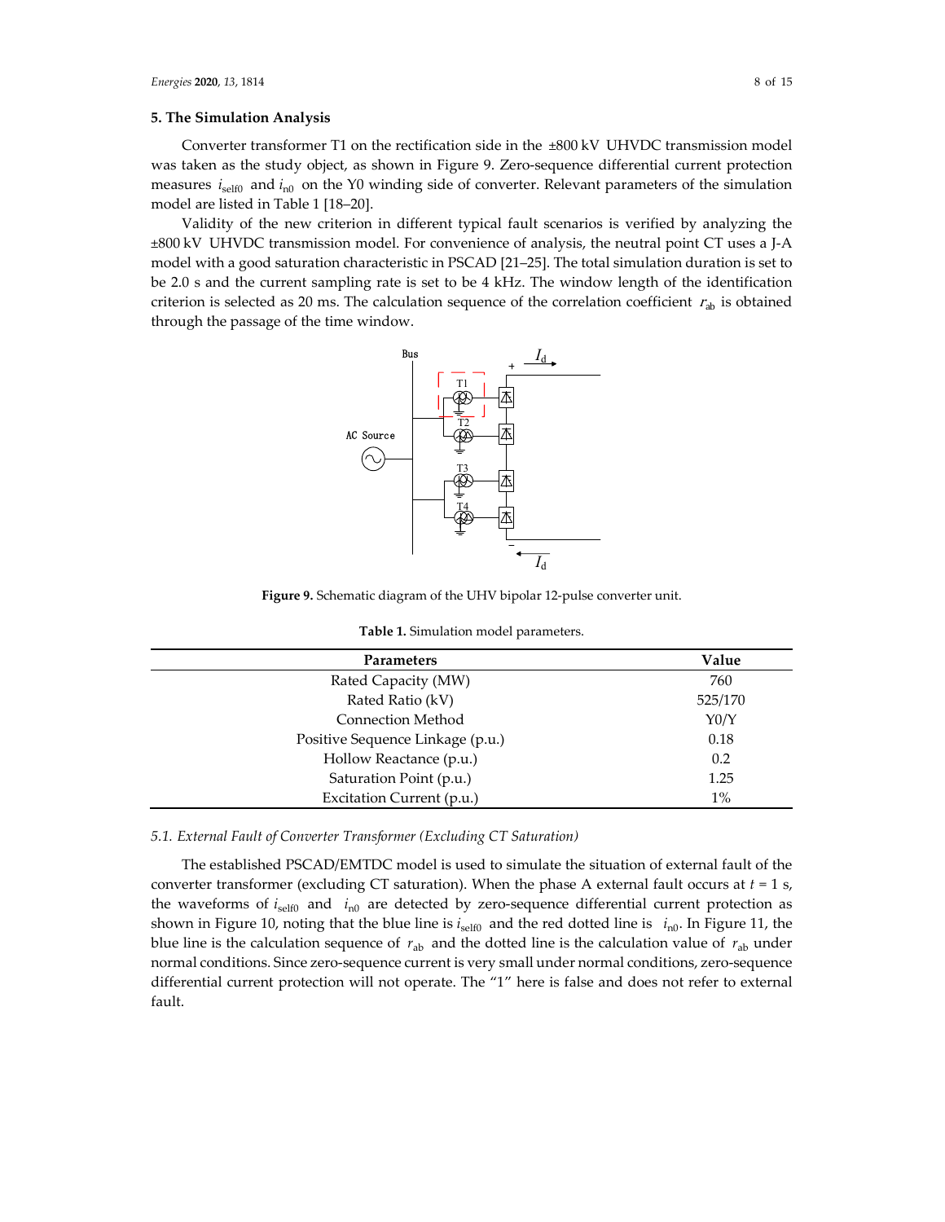## 5. The Simulation Analysis

Converter transformer T1 on the rectification side in the ±800 kV UHVDC transmission model was taken as the study object, as shown in Figure 9. Zero-sequence differential current protection measures $i_{\text{self0}}$ and $i_{\text{n0}}$ on the Y0 winding side of converter. Relevant parameters of the simulation model are listed in Table 1 [18–20].

Validity of the new criterion in different typical fault scenarios is verified by analyzing the ±800 kV UHVDC transmission model. For convenience of analysis, the neutral point CT uses a J-A model with a good saturation characteristic in PSCAD [21–25]. The total simulation duration is set to be 2.0 s and the current sampling rate is set to be 4 kHz. The window length of the identification criterion is selected as 20 ms. The calculation sequence of the correlation coefficient $r_{\text{ab}}$ is obtained through the passage of the time window.

**Figure 9.** Schematic diagram of the UHV bipolar 12-pulse converter unit.

**Table 1.** Simulation model parameters.

| Parameters | Value |
|---|---|
| Rated Capacity (MW) | 760 |
| Rated Ratio (kV) | 525/170 |
| Connection Method | Y0/Y |
| Positive Sequence Linkage (p.u.) | 0.18 |
| Hollow Reactance (p.u.) | 0.2 |
| Saturation Point (p.u.) | 1.25 |
| Excitation Current (p.u.) | 1% |

### 5.1. External Fault of Converter Transformer (Excluding CT Saturation)

The established PSCAD/EMTDC model is used to simulate the situation of external fault of the converter transformer (excluding CT saturation). When the phase A external fault occurs at $t = 1$ s, the waveforms of $i_{\text{self0}}$ and $i_{\text{n0}}$ are detected by zero-sequence differential current protection as shown in Figure 10, noting that the blue line is $i_{\text{self0}}$ and the red dotted line is $i_{\text{n0}}$. In Figure 11, the blue line is the calculation sequence of $r_{\text{ab}}$ and the dotted line is the calculation value of $r_{\text{ab}}$ under normal conditions. Since zero-sequence current is very small under normal conditions, zero-sequence differential current protection will not operate. The "1" here is false and does not refer to external fault.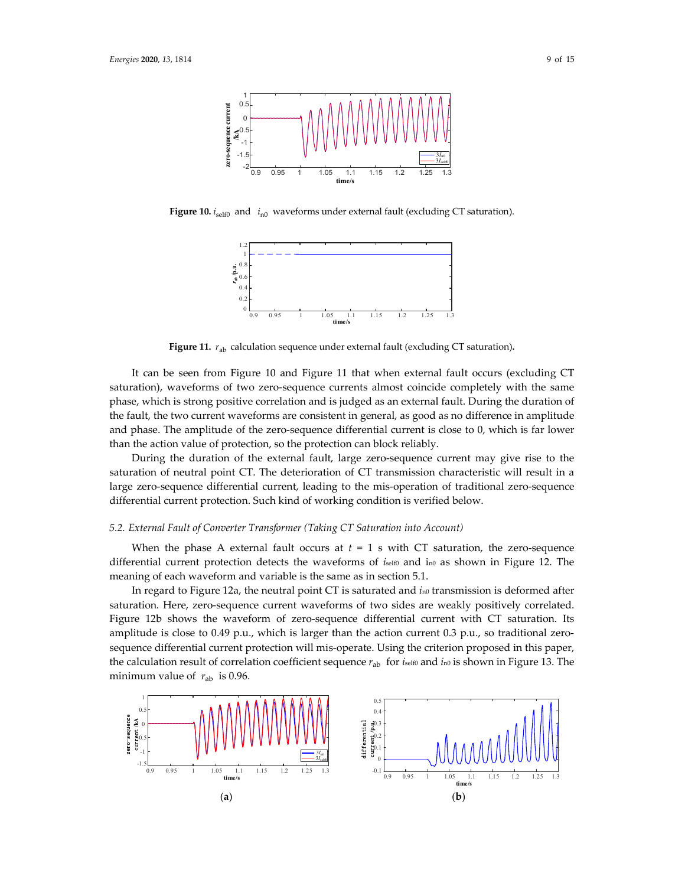**Figure 10.** $i_{self0}$ and $i_{n0}$ waveforms under external fault (excluding CT saturation).

**Figure 11.** $r_{ab}$ calculation sequence under external fault (excluding CT saturation).

It can be seen from Figure 10 and Figure 11 that when external fault occurs (excluding CT saturation), waveforms of two zero-sequence currents almost coincide completely with the same phase, which is strong positive correlation and is judged as an external fault. During the duration of the fault, the two current waveforms are consistent in general, as good as no difference in amplitude and phase. The amplitude of the zero-sequence differential current is close to 0, which is far lower than the action value of protection, so the protection can block reliably.

During the duration of the external fault, large zero-sequence current may give rise to the saturation of neutral point CT. The deterioration of CT transmission characteristic will result in a large zero-sequence differential current, leading to the mis-operation of traditional zero-sequence differential current protection. Such kind of working condition is verified below.

### *5.2. External Fault of Converter Transformer (Taking CT Saturation into Account)*

When the phase A external fault occurs at $t$ = 1 s with CT saturation, the zero-sequence differential current protection detects the waveforms of $i_{self0}$ and $i_{n0}$ as shown in Figure 12. The meaning of each waveform and variable is the same as in section 5.1.

In regard to Figure 12a, the neutral point CT is saturated and $i_{n0}$ transmission is deformed after saturation. Here, zero-sequence current waveforms of two sides are weakly positively correlated. Figure 12b shows the waveform of zero-sequence differential current with CT saturation. Its amplitude is close to 0.49 p.u., which is larger than the action current 0.3 p.u., so traditional zero-sequence differential current protection will mis-operate. Using the criterion proposed in this paper, the calculation result of correlation coefficient sequence $r_{ab}$ for $i_{self0}$ and $i_{n0}$ is shown in Figure 13. The minimum value of $r_{ab}$ is 0.96.

(**a**) (**b**)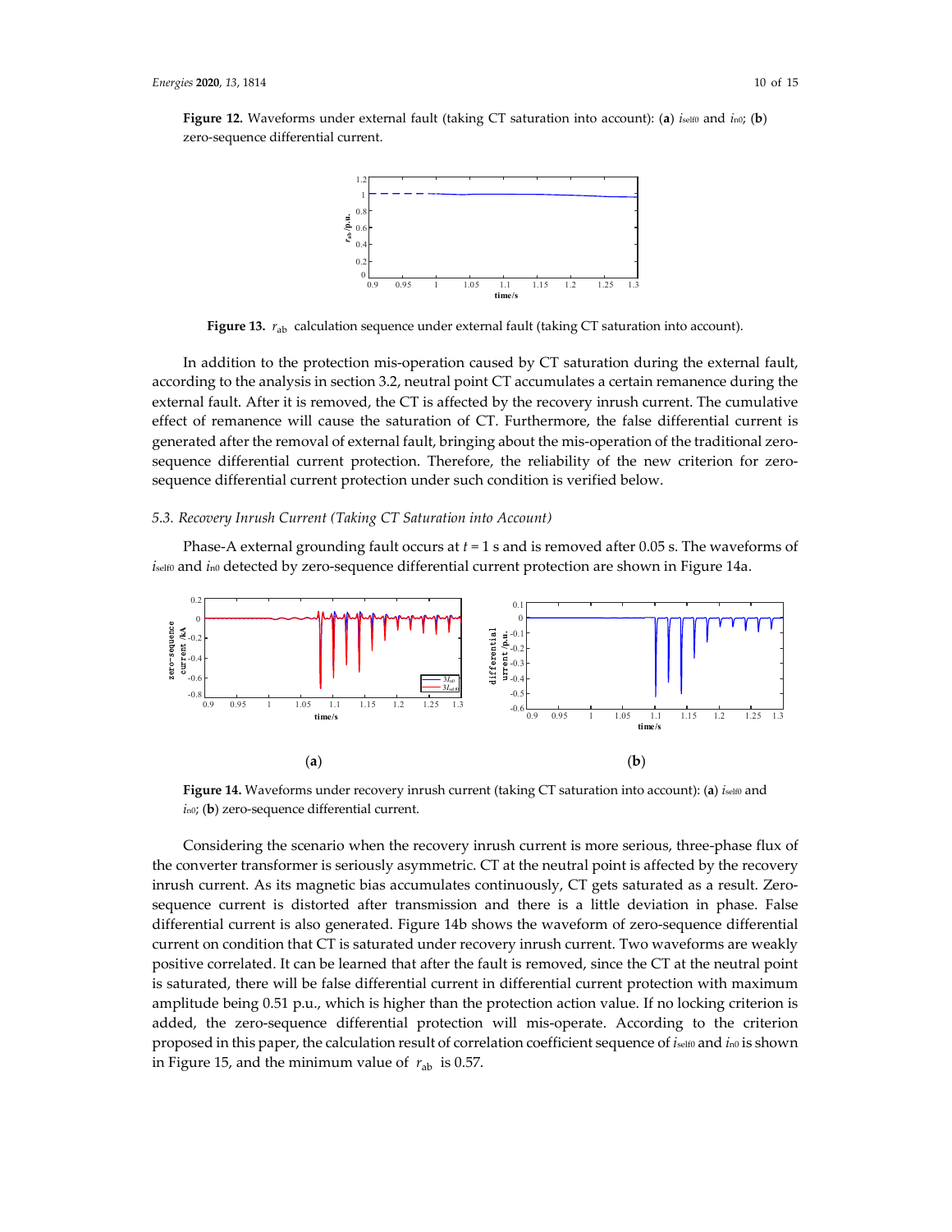**Figure 12.** Waveforms under external fault (taking CT saturation into account): (**a**) $i_{self0}$ and $i_{n0}$; (**b**) zero-sequence differential current.

**Figure 13.** $r_{ab}$ calculation sequence under external fault (taking CT saturation into account).

In addition to the protection mis-operation caused by CT saturation during the external fault, according to the analysis in section 3.2, neutral point CT accumulates a certain remanence during the external fault. After it is removed, the CT is affected by the recovery inrush current. The cumulative effect of remanence will cause the saturation of CT. Furthermore, the false differential current is generated after the removal of external fault, bringing about the mis-operation of the traditional zero-sequence differential current protection. Therefore, the reliability of the new criterion for zero-sequence differential current protection under such condition is verified below.

### 5.3. Recovery Inrush Current (Taking CT Saturation into Account)

Phase-A external grounding fault occurs at $t = 1$ s and is removed after 0.05 s. The waveforms of $i_{self0}$ and $i_{n0}$ detected by zero-sequence differential current protection are shown in Figure 14a.

(**a**) (**b**)

**Figure 14.** Waveforms under recovery inrush current (taking CT saturation into account): (**a**) $i_{self0}$ and $i_{n0}$; (**b**) zero-sequence differential current.

Considering the scenario when the recovery inrush current is more serious, three-phase flux of the converter transformer is seriously asymmetric. CT at the neutral point is affected by the recovery inrush current. As its magnetic bias accumulates continuously, CT gets saturated as a result. Zero-sequence current is distorted after transmission and there is a little deviation in phase. False differential current is also generated. Figure 14b shows the waveform of zero-sequence differential current on condition that CT is saturated under recovery inrush current. Two waveforms are weakly positive correlated. It can be learned that after the fault is removed, since the CT at the neutral point is saturated, there will be false differential current in differential current protection with maximum amplitude being 0.51 p.u., which is higher than the protection action value. If no locking criterion is added, the zero-sequence differential protection will mis-operate. According to the criterion proposed in this paper, the calculation result of correlation coefficient sequence of $i_{self0}$ and $i_{n0}$ is shown in Figure 15, and the minimum value of $r_{ab}$ is 0.57.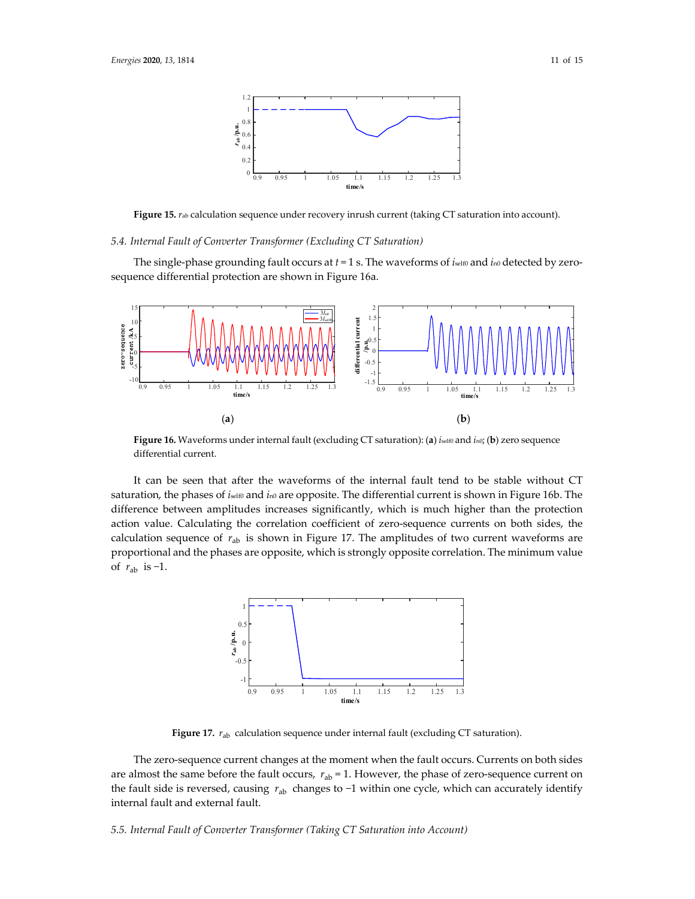Figure 15. $r_{ab}$ calculation sequence under recovery inrush current (taking CT saturation into account).

### 5.4. Internal Fault of Converter Transformer (Excluding CT Saturation)

The single-phase grounding fault occurs at $t = 1$ s. The waveforms of $i_{self0}$ and $i_{n0}$ detected by zero-sequence differential protection are shown in Figure 16a.

**Figure 16.** Waveforms under internal fault (excluding CT saturation): (**a**) $i_{self0}$ and $i_{n0}$; (**b**) zero sequence differential current.

It can be seen that after the waveforms of the internal fault tend to be stable without CT saturation, the phases of $i_{self0}$ and $i_{n0}$ are opposite. The differential current is shown in Figure 16b. The difference between amplitudes increases significantly, which is much higher than the protection action value. Calculating the correlation coefficient of zero-sequence currents on both sides, the calculation sequence of $r_{ab}$ is shown in Figure 17. The amplitudes of two current waveforms are proportional and the phases are opposite, which is strongly opposite correlation. The minimum value of $r_{ab}$ is −1.

**Figure 17.** $r_{ab}$ calculation sequence under internal fault (excluding CT saturation).

The zero-sequence current changes at the moment when the fault occurs. Currents on both sides are almost the same before the fault occurs, $r_{ab} = 1$. However, the phase of zero-sequence current on the fault side is reversed, causing $r_{ab}$ changes to −1 within one cycle, which can accurately identify internal fault and external fault.

### 5.5. Internal Fault of Converter Transformer (Taking CT Saturation into Account)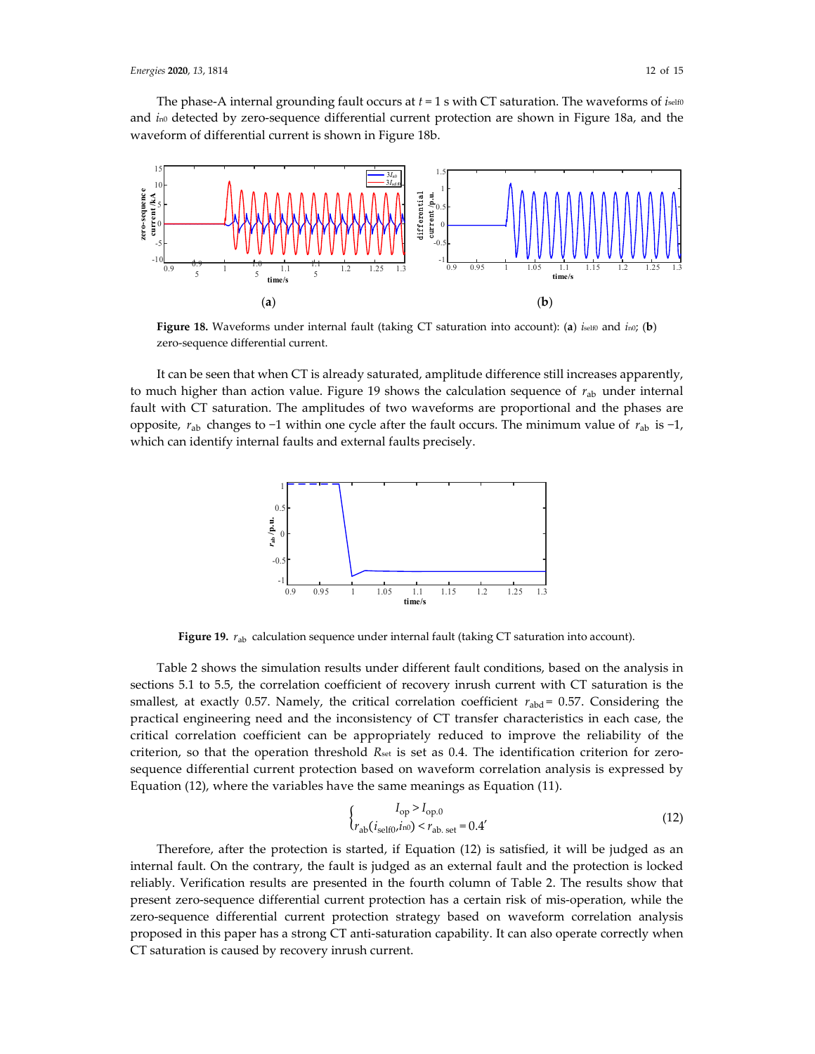The phase-A internal grounding fault occurs at $t$ = 1 s with CT saturation. The waveforms of $i_{self0}$ and $i_{n0}$ detected by zero-sequence differential current protection are shown in Figure 18a, and the waveform of differential current is shown in Figure 18b.

**Figure 18.** Waveforms under internal fault (taking CT saturation into account): (**a**) $i_{self0}$ and $i_{n0}$; (**b**) zero-sequence differential current.

It can be seen that when CT is already saturated, amplitude difference still increases apparently, to much higher than action value. Figure 19 shows the calculation sequence of $r_{ab}$ under internal fault with CT saturation. The amplitudes of two waveforms are proportional and the phases are opposite, $r_{ab}$ changes to −1 within one cycle after the fault occurs. The minimum value of $r_{ab}$ is −1, which can identify internal faults and external faults precisely.

**Figure 19.** $r_{ab}$ calculation sequence under internal fault (taking CT saturation into account).

Table 2 shows the simulation results under different fault conditions, based on the analysis in sections 5.1 to 5.5, the correlation coefficient of recovery inrush current with CT saturation is the smallest, at exactly 0.57. Namely, the critical correlation coefficient $r_{abd}$ = 0.57. Considering the practical engineering need and the inconsistency of CT transfer characteristics in each case, the critical correlation coefficient can be appropriately reduced to improve the reliability of the criterion, so that the operation threshold $R_{set}$ is set as 0.4. The identification criterion for zero-sequence differential current protection based on waveform correlation analysis is expressed by Equation (12), where the variables have the same meanings as Equation (11).

$$\begin{cases} I_{op} > I_{op.0} \\ r_{ab}(i_{self0}, i_{n0}) < r_{ab.\,set} = 0.4' \end{cases} \tag{12}$$

Therefore, after the protection is started, if Equation (12) is satisfied, it will be judged as an internal fault. On the contrary, the fault is judged as an external fault and the protection is locked reliably. Verification results are presented in the fourth column of Table 2. The results show that present zero-sequence differential current protection has a certain risk of mis-operation, while the zero-sequence differential current protection strategy based on waveform correlation analysis proposed in this paper has a strong CT anti-saturation capability. It can also operate correctly when CT saturation is caused by recovery inrush current.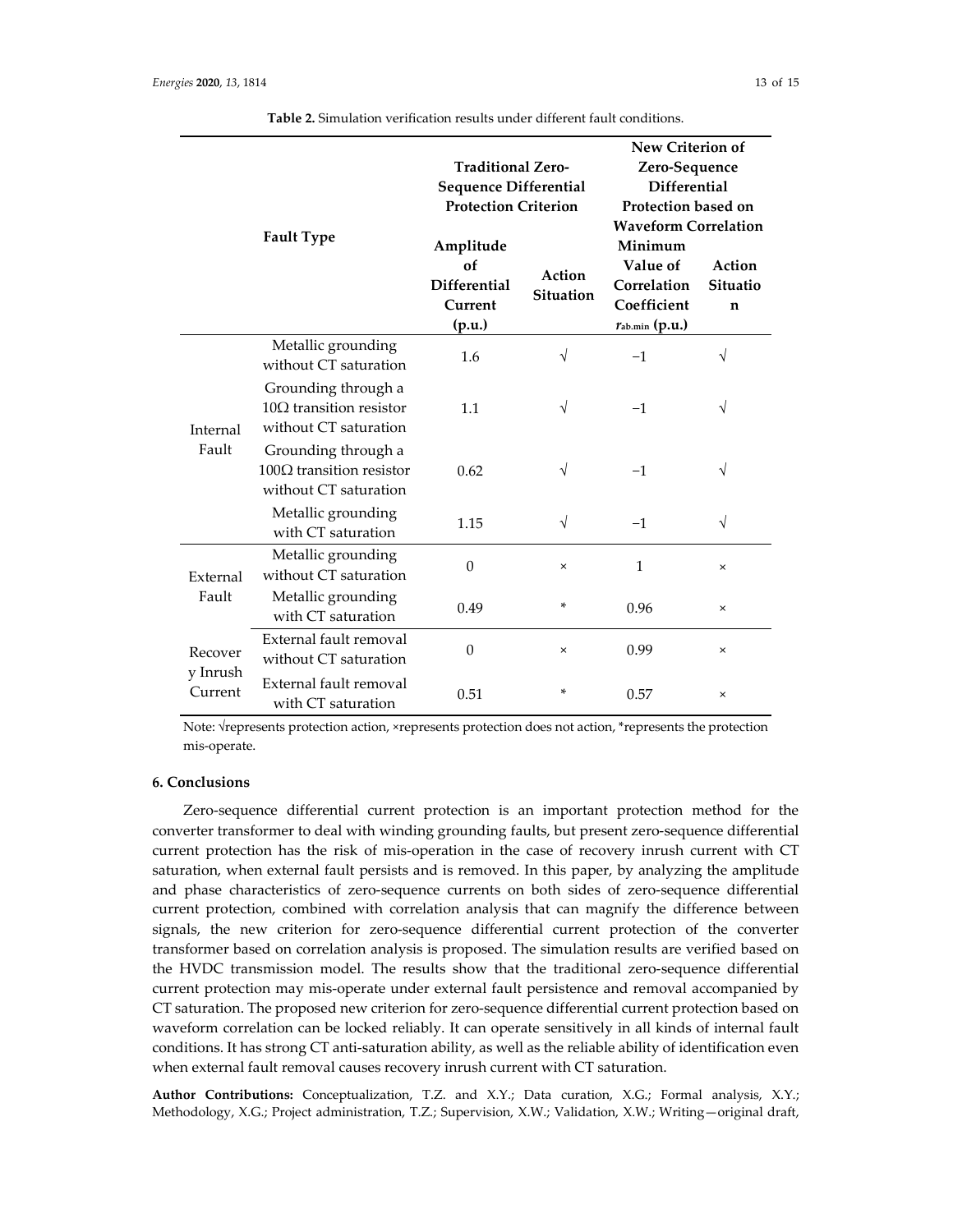**Table 2.** Simulation verification results under different fault conditions.

| Fault Type | | Traditional Zero-Sequence Differential Protection Criterion | | New Criterion of Zero-Sequence Differential Protection based on Waveform Correlation | |
|---|---|---|---|---|---|
| | | Amplitude of Differential Current (p.u.) | Action Situation | Minimum Value of Correlation Coefficient $r_{ab.min}$ (p.u.) | Action Situation |
| Internal Fault | Metallic grounding without CT saturation | 1.6 | √ | −1 | √ |
| | Grounding through a 10Ω transition resistor without CT saturation | 1.1 | √ | −1 | √ |
| | Grounding through a 100Ω transition resistor without CT saturation | 0.62 | √ | −1 | √ |
| | Metallic grounding with CT saturation | 1.15 | √ | −1 | √ |
| External Fault | Metallic grounding without CT saturation | 0 | × | 1 | × |
| | Metallic grounding with CT saturation | 0.49 | * | 0.96 | × |
| Recovery Inrush Current | External fault removal without CT saturation | 0 | × | 0.99 | × |
| | External fault removal with CT saturation | 0.51 | * | 0.57 | × |

Note: √represents protection action, ×represents protection does not action, *represents the protection mis-operate.

## 6. Conclusions

Zero-sequence differential current protection is an important protection method for the converter transformer to deal with winding grounding faults, but present zero-sequence differential current protection has the risk of mis-operation in the case of recovery inrush current with CT saturation, when external fault persists and is removed. In this paper, by analyzing the amplitude and phase characteristics of zero-sequence currents on both sides of zero-sequence differential current protection, combined with correlation analysis that can magnify the difference between signals, the new criterion for zero-sequence differential current protection of the converter transformer based on correlation analysis is proposed. The simulation results are verified based on the HVDC transmission model. The results show that the traditional zero-sequence differential current protection may mis-operate under external fault persistence and removal accompanied by CT saturation. The proposed new criterion for zero-sequence differential current protection based on waveform correlation can be locked reliably. It can operate sensitively in all kinds of internal fault conditions. It has strong CT anti-saturation ability, as well as the reliable ability of identification even when external fault removal causes recovery inrush current with CT saturation.

**Author Contributions:** Conceptualization, T.Z. and X.Y.; Data curation, X.G.; Formal analysis, X.Y.; Methodology, X.G.; Project administration, T.Z.; Supervision, X.W.; Validation, X.W.; Writing—original draft,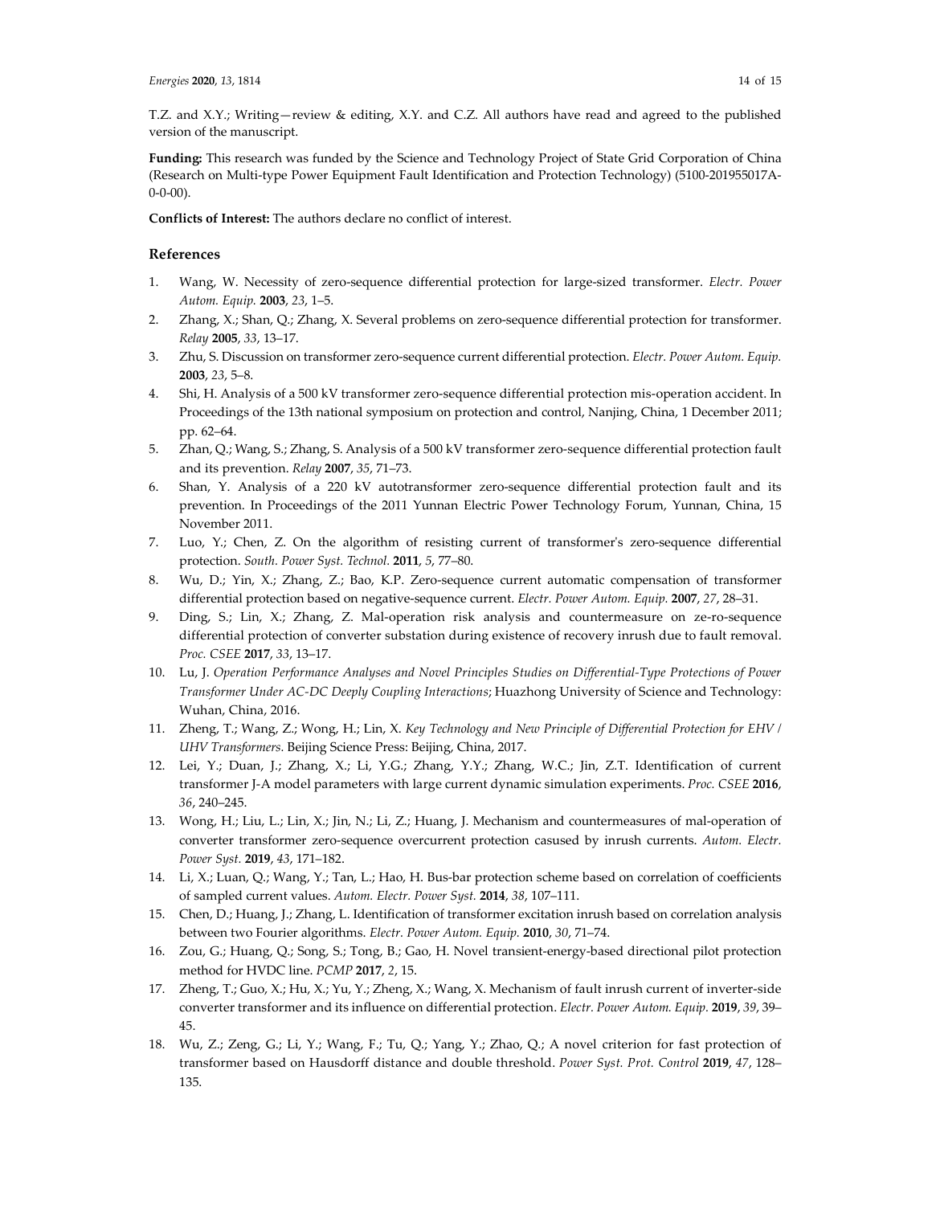T.Z. and X.Y.; Writing—review & editing, X.Y. and C.Z. All authors have read and agreed to the published version of the manuscript.

**Funding:** This research was funded by the Science and Technology Project of State Grid Corporation of China (Research on Multi-type Power Equipment Fault Identification and Protection Technology) (5100-201955017A-0-0-00).

**Conflicts of Interest:** The authors declare no conflict of interest.

## References

1. Wang, W. Necessity of zero-sequence differential protection for large-sized transformer. *Electr. Power Autom. Equip.* **2003**, *23*, 1–5.
2. Zhang, X.; Shan, Q.; Zhang, X. Several problems on zero-sequence differential protection for transformer. *Relay* **2005**, *33*, 13–17.
3. Zhu, S. Discussion on transformer zero-sequence current differential protection. *Electr. Power Autom. Equip.* **2003**, *23*, 5–8.
4. Shi, H. Analysis of a 500 kV transformer zero-sequence differential protection mis-operation accident. In Proceedings of the 13th national symposium on protection and control, Nanjing, China, 1 December 2011; pp. 62–64.
5. Zhan, Q.; Wang, S.; Zhang, S. Analysis of a 500 kV transformer zero-sequence differential protection fault and its prevention. *Relay* **2007**, *35*, 71–73.
6. Shan, Y. Analysis of a 220 kV autotransformer zero-sequence differential protection fault and its prevention. In Proceedings of the 2011 Yunnan Electric Power Technology Forum, Yunnan, China, 15 November 2011.
7. Luo, Y.; Chen, Z. On the algorithm of resisting current of transformer's zero-sequence differential protection. *South. Power Syst. Technol.* **2011**, *5*, 77–80.
8. Wu, D.; Yin, X.; Zhang, Z.; Bao, K.P. Zero-sequence current automatic compensation of transformer differential protection based on negative-sequence current. *Electr. Power Autom. Equip.* **2007**, *27*, 28–31.
9. Ding, S.; Lin, X.; Zhang, Z. Mal-operation risk analysis and countermeasure on ze-ro-sequence differential protection of converter substation during existence of recovery inrush due to fault removal. *Proc. CSEE* **2017**, *33*, 13–17.
10. Lu, J. *Operation Performance Analyses and Novel Principles Studies on Differential-Type Protections of Power Transformer Under AC-DC Deeply Coupling Interactions*; Huazhong University of Science and Technology: Wuhan, China, 2016.
11. Zheng, T.; Wang, Z.; Wong, H.; Lin, X. *Key Technology and New Principle of Differential Protection for EHV / UHV Transformers*. Beijing Science Press: Beijing, China, 2017.
12. Lei, Y.; Duan, J.; Zhang, X.; Li, Y.G.; Zhang, Y.Y.; Zhang, W.C.; Jin, Z.T. Identification of current transformer J-A model parameters with large current dynamic simulation experiments. *Proc. CSEE* **2016**, *36*, 240–245.
13. Wong, H.; Liu, L.; Lin, X.; Jin, N.; Li, Z.; Huang, J. Mechanism and countermeasures of mal-operation of converter transformer zero-sequence overcurrent protection casused by inrush currents. *Autom. Electr. Power Syst.* **2019**, *43*, 171–182.
14. Li, X.; Luan, Q.; Wang, Y.; Tan, L.; Hao, H. Bus-bar protection scheme based on correlation of coefficients of sampled current values. *Autom. Electr. Power Syst.* **2014**, *38*, 107–111.
15. Chen, D.; Huang, J.; Zhang, L. Identification of transformer excitation inrush based on correlation analysis between two Fourier algorithms. *Electr. Power Autom. Equip.* **2010**, *30*, 71–74.
16. Zou, G.; Huang, Q.; Song, S.; Tong, B.; Gao, H. Novel transient-energy-based directional pilot protection method for HVDC line. *PCMP* **2017**, *2*, 15.
17. Zheng, T.; Guo, X.; Hu, X.; Yu, Y.; Zheng, X.; Wang, X. Mechanism of fault inrush current of inverter-side converter transformer and its influence on differential protection. *Electr. Power Autom. Equip.* **2019**, *39*, 39–45.
18. Wu, Z.; Zeng, G.; Li, Y.; Wang, F.; Tu, Q.; Yang, Y.; Zhao, Q.; A novel criterion for fast protection of transformer based on Hausdorff distance and double threshold. *Power Syst. Prot. Control* **2019**, *47*, 128–135.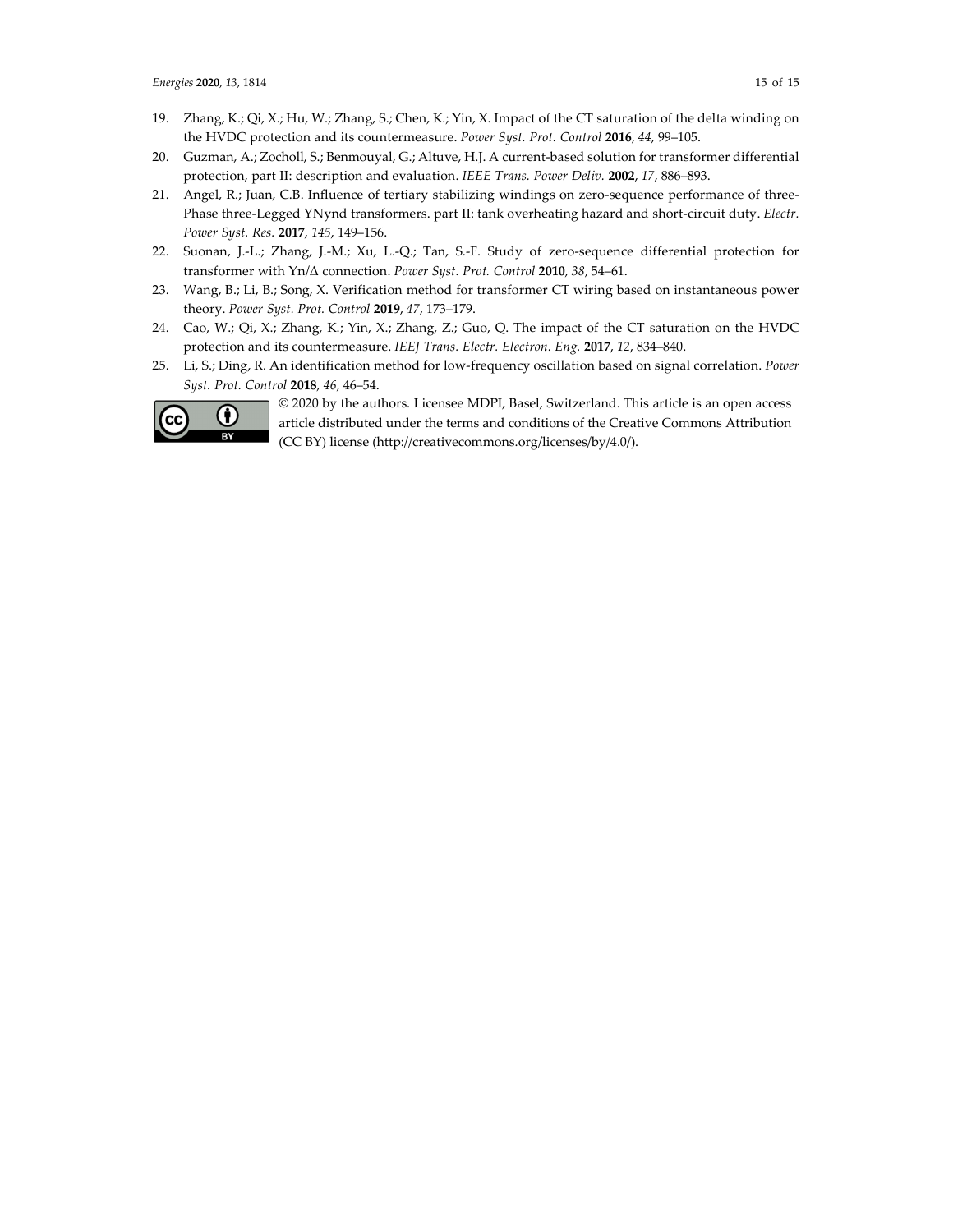19. Zhang, K.; Qi, X.; Hu, W.; Zhang, S.; Chen, K.; Yin, X. Impact of the CT saturation of the delta winding on the HVDC protection and its countermeasure. *Power Syst. Prot. Control* **2016**, *44*, 99–105.
20. Guzman, A.; Zocholl, S.; Benmouyal, G.; Altuve, H.J. A current-based solution for transformer differential protection, part II: description and evaluation. *IEEE Trans. Power Deliv.* **2002**, *17*, 886–893.
21. Angel, R.; Juan, C.B. Influence of tertiary stabilizing windings on zero-sequence performance of three-Phase three-Legged YNynd transformers. part II: tank overheating hazard and short-circuit duty. *Electr. Power Syst. Res.* **2017**, *145*, 149–156.
22. Suonan, J.-L.; Zhang, J.-M.; Xu, L.-Q.; Tan, S.-F. Study of zero-sequence differential protection for transformer with Yn/Δ connection. *Power Syst. Prot. Control* **2010**, *38*, 54–61.
23. Wang, B.; Li, B.; Song, X. Verification method for transformer CT wiring based on instantaneous power theory. *Power Syst. Prot. Control* **2019**, *47*, 173–179.
24. Cao, W.; Qi, X.; Zhang, K.; Yin, X.; Zhang, Z.; Guo, Q. The impact of the CT saturation on the HVDC protection and its countermeasure. *IEEJ Trans. Electr. Electron. Eng.* **2017**, *12*, 834–840.
25. Li, S.; Ding, R. An identification method for low-frequency oscillation based on signal correlation. *Power Syst. Prot. Control* **2018**, *46*, 46–54.

© 2020 by the authors. Licensee MDPI, Basel, Switzerland. This article is an open access article distributed under the terms and conditions of the Creative Commons Attribution (CC BY) license (http://creativecommons.org/licenses/by/4.0/).